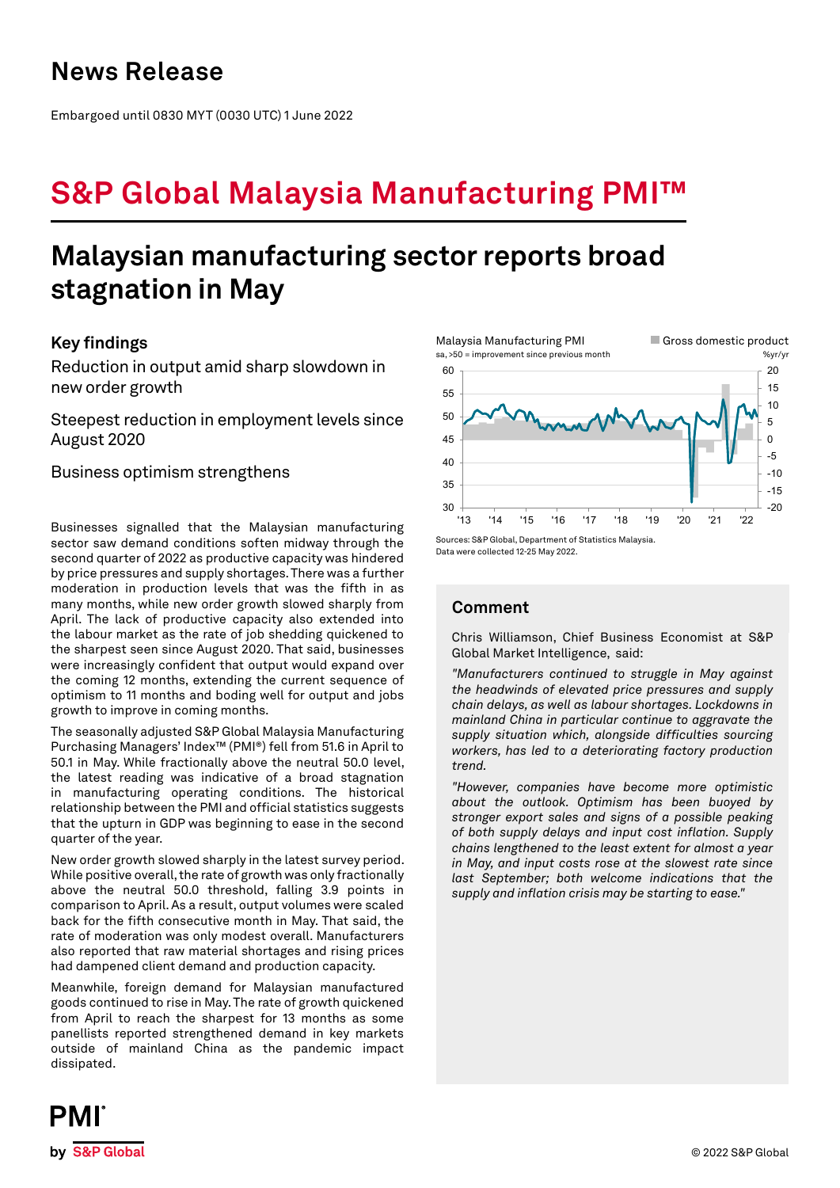# News Release

Embargoed until 0830 MYT (0030 UTC) 1 June 2022

# S&P Global Malaysia Manufacturing PMI™

## Malaysian manufacturing sector reports broad stagnation in May

### Key findings

Reduction in output amid sharp slowdown in new order growth

Steepest reduction in employment levels since August 2020

Business optimism strengthens

Malaysia Manufacturing PMI
sa, >50 = improvement since previous month

Gross domestic product
%yr/yr

Sources: S&P Global, Department of Statistics Malaysia.
Data were collected 12-25 May 2022.

Businesses signalled that the Malaysian manufacturing sector saw demand conditions soften midway through the second quarter of 2022 as productive capacity was hindered by price pressures and supply shortages. There was a further moderation in production levels that was the fifth in as many months, while new order growth slowed sharply from April. The lack of productive capacity also extended into the labour market as the rate of job shedding quickened to the sharpest seen since August 2020. That said, businesses were increasingly confident that output would expand over the coming 12 months, extending the current sequence of optimism to 11 months and boding well for output and jobs growth to improve in coming months.

The seasonally adjusted S&P Global Malaysia Manufacturing Purchasing Managers' Index™ (PMI®) fell from 51.6 in April to 50.1 in May. While fractionally above the neutral 50.0 level, the latest reading was indicative of a broad stagnation in manufacturing operating conditions. The historical relationship between the PMI and official statistics suggests that the upturn in GDP was beginning to ease in the second quarter of the year.

New order growth slowed sharply in the latest survey period. While positive overall, the rate of growth was only fractionally above the neutral 50.0 threshold, falling 3.9 points in comparison to April. As a result, output volumes were scaled back for the fifth consecutive month in May. That said, the rate of moderation was only modest overall. Manufacturers also reported that raw material shortages and rising prices had dampened client demand and production capacity.

Meanwhile, foreign demand for Malaysian manufactured goods continued to rise in May. The rate of growth quickened from April to reach the sharpest for 13 months as some panellists reported strengthened demand in key markets outside of mainland China as the pandemic impact dissipated.

### Comment

Chris Williamson, Chief Business Economist at S&P Global Market Intelligence, said:

*"Manufacturers continued to struggle in May against the headwinds of elevated price pressures and supply chain delays, as well as labour shortages. Lockdowns in mainland China in particular continue to aggravate the supply situation which, alongside difficulties sourcing workers, has led to a deteriorating factory production trend.*

*"However, companies have become more optimistic about the outlook. Optimism has been buoyed by stronger export sales and signs of a possible peaking of both supply delays and input cost inflation. Supply chains lengthened to the least extent for almost a year in May, and input costs rose at the slowest rate since last September; both welcome indications that the supply and inflation crisis may be starting to ease."*

© 2022 S&P Global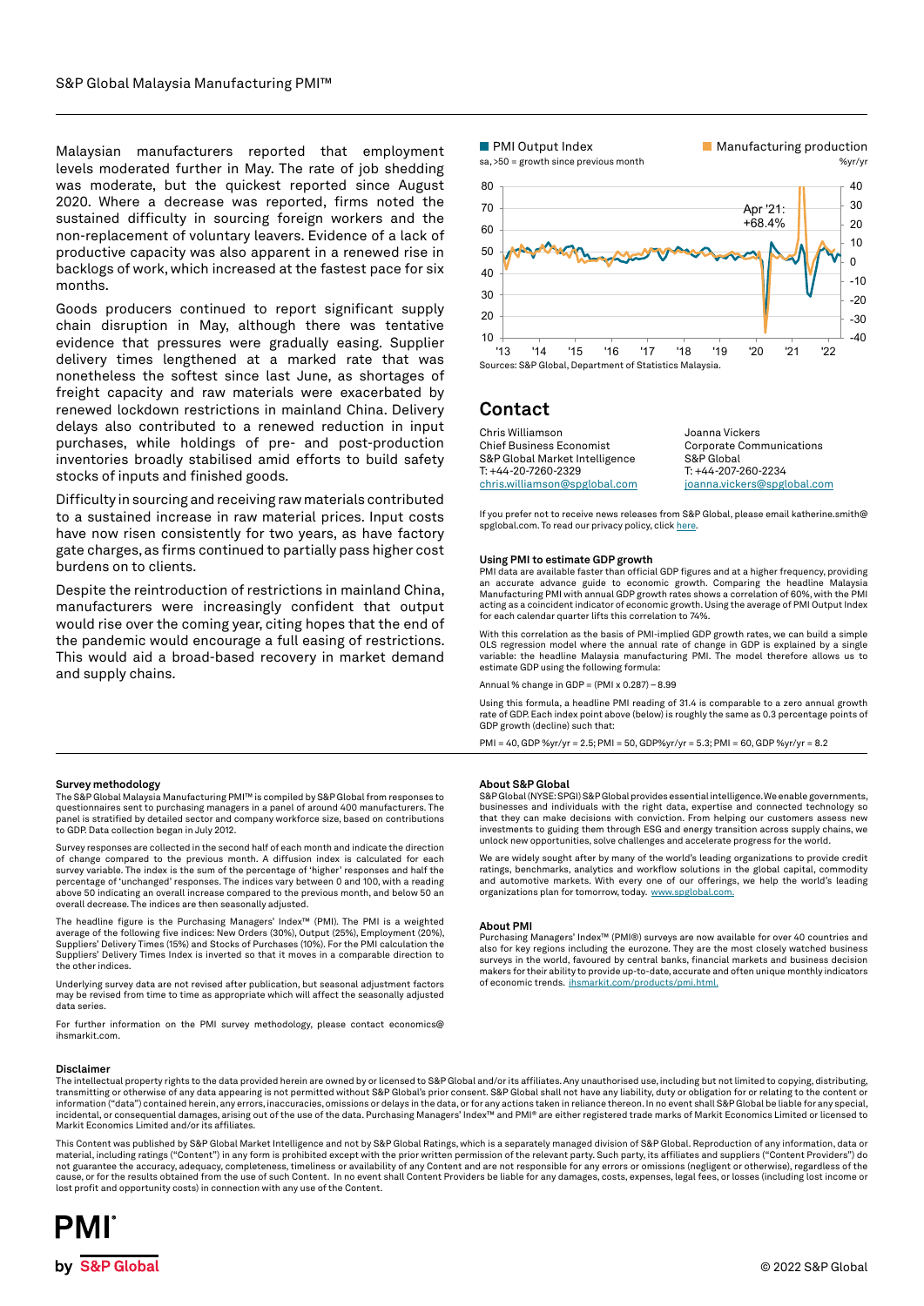Malaysian manufacturers reported that employment levels moderated further in May. The rate of job shedding was moderate, but the quickest reported since August 2020. Where a decrease was reported, firms noted the sustained difficulty in sourcing foreign workers and the non-replacement of voluntary leavers. Evidence of a lack of productive capacity was also apparent in a renewed rise in backlogs of work, which increased at the fastest pace for six months.

Goods producers continued to report significant supply chain disruption in May, although there was tentative evidence that pressures were gradually easing. Supplier delivery times lengthened at a marked rate that was nonetheless the softest since last June, as shortages of freight capacity and raw materials were exacerbated by renewed lockdown restrictions in mainland China. Delivery delays also contributed to a renewed reduction in input purchases, while holdings of pre- and post-production inventories broadly stabilised amid efforts to build safety stocks of inputs and finished goods.

Difficulty in sourcing and receiving raw materials contributed to a sustained increase in raw material prices. Input costs have now risen consistently for two years, as have factory gate charges, as firms continued to partially pass higher cost burdens on to clients.

Despite the reintroduction of restrictions in mainland China, manufacturers were increasingly confident that output would rise over the coming year, citing hopes that the end of the pandemic would encourage a full easing of restrictions. This would aid a broad-based recovery in market demand and supply chains.

PMI Output Index
sa, >50 = growth since previous month

Manufacturing production
%yr/yr

80
70
60
50
40
30
20
10

40
30
20
10
0
-10
-20
-30
-40

'13 '14 '15 '16 '17 '18 '19 '20 '21 '22

Apr '21: +68.4%

Sources: S&P Global, Department of Statistics Malaysia.

## Contact

Chris Williamson
Chief Business Economist
S&P Global Market Intelligence
T: +44-20-7260-2329
chris.williamson@spglobal.com

Joanna Vickers
Corporate Communications
S&P Global
T: +44-207-260-2234
joanna.vickers@spglobal.com

If you prefer not to receive news releases from S&P Global, please email katherine.smith@spglobal.com. To read our privacy policy, click here.

### Using PMI to estimate GDP growth

PMI data are available faster than official GDP figures and at a higher frequency, providing an accurate advance guide to economic growth. Comparing the headline Malaysia Manufacturing PMI with annual GDP growth rates shows a correlation of 60%, with the PMI acting as a coincident indicator of economic growth. Using the average of PMI Output Index for each calendar quarter lifts this correlation to 74%.

With this correlation as the basis of PMI-implied GDP growth rates, we can build a simple OLS regression model where the annual rate of change in GDP is explained by a single variable: the headline Malaysia manufacturing PMI. The model therefore allows us to estimate GDP using the following formula:

Annual % change in GDP = (PMI x 0.287) – 8.99

Using this formula, a headline PMI reading of 31.4 is comparable to a zero annual growth rate of GDP. Each index point above (below) is roughly the same as 0.3 percentage points of GDP growth (decline) such that:

PMI = 40, GDP %yr/yr = 2.5; PMI = 50, GDP%yr/yr = 5.3; PMI = 60, GDP %yr/yr = 8.2

### Survey methodology

The S&P Global Malaysia Manufacturing PMI™ is compiled by S&P Global from responses to questionnaires sent to purchasing managers in a panel of around 400 manufacturers. The panel is stratified by detailed sector and company workforce size, based on contributions to GDP. Data collection began in July 2012.

Survey responses are collected in the second half of each month and indicate the direction of change compared to the previous month. A diffusion index is calculated for each survey variable. The index is the sum of the percentage of 'higher' responses and half the percentage of 'unchanged' responses. The indices vary between 0 and 100, with a reading above 50 indicating an overall increase compared to the previous month, and below 50 an overall decrease. The indices are then seasonally adjusted.

The headline figure is the Purchasing Managers' Index™ (PMI). The PMI is a weighted average of the following five indices: New Orders (30%), Output (25%), Employment (20%), Suppliers' Delivery Times (15%) and Stocks of Purchases (10%). For the PMI calculation the Suppliers' Delivery Times Index is inverted so that it moves in a comparable direction to the other indices.

Underlying survey data are not revised after publication, but seasonal adjustment factors may be revised from time to time as appropriate which will affect the seasonally adjusted data series.

For further information on the PMI survey methodology, please contact economics@ihsmarkit.com.

### About S&P Global

S&P Global (NYSE: SPGI) S&P Global provides essential intelligence. We enable governments, businesses and individuals with the right data, expertise and connected technology so that they can make decisions with conviction. From helping our customers assess new investments to guiding them through ESG and energy transition across supply chains, we unlock new opportunities, solve challenges and accelerate progress for the world.

We are widely sought after by many of the world's leading organizations to provide credit ratings, benchmarks, analytics and workflow solutions in the global capital, commodity and automotive markets. With every one of our offerings, we help the world's leading organizations plan for tomorrow, today. www.spglobal.com.

### About PMI

Purchasing Managers' Index™ (PMI®) surveys are now available for over 40 countries and also for key regions including the eurozone. They are the most closely watched business surveys in the world, favoured by central banks, financial markets and business decision makers for their ability to provide up-to-date, accurate and often unique monthly indicators of economic trends. ihsmarkit.com/products/pmi.html.

### Disclaimer

The intellectual property rights to the data provided herein are owned by or licensed to S&P Global and/or its affiliates. Any unauthorised use, including but not limited to copying, distributing, transmitting or otherwise of any data appearing is not permitted without S&P Global's prior consent. S&P Global shall not have any liability, duty or obligation for or relating to the content or information ("data") contained herein, any errors, inaccuracies, omissions or delays in the data, or for any actions taken in reliance thereon. In no event shall S&P Global be liable for any special, incidental, or consequential damages, arising out of the use of the data. Purchasing Managers' Index™ and PMI® are either registered trade marks of Markit Economics Limited or licensed to Markit Economics Limited and/or its affiliates.

This Content was published by S&P Global Market Intelligence and not by S&P Global Ratings, which is a separately managed division of S&P Global. Reproduction of any information, data or material, including ratings ("Content") in any form is prohibited except with the prior written permission of the relevant party. Such party, its affiliates and suppliers ("Content Providers") do not guarantee the accuracy, adequacy, completeness, timeliness or availability of any Content and are not responsible for any errors or omissions (negligent or otherwise), regardless of the cause, or for the results obtained from the use of such Content. In no event shall Content Providers be liable for any damages, costs, expenses, legal fees, or losses (including lost income or lost profit and opportunity costs) in connection with any use of the Content.

PMI by S&P Global

© 2022 S&P Global